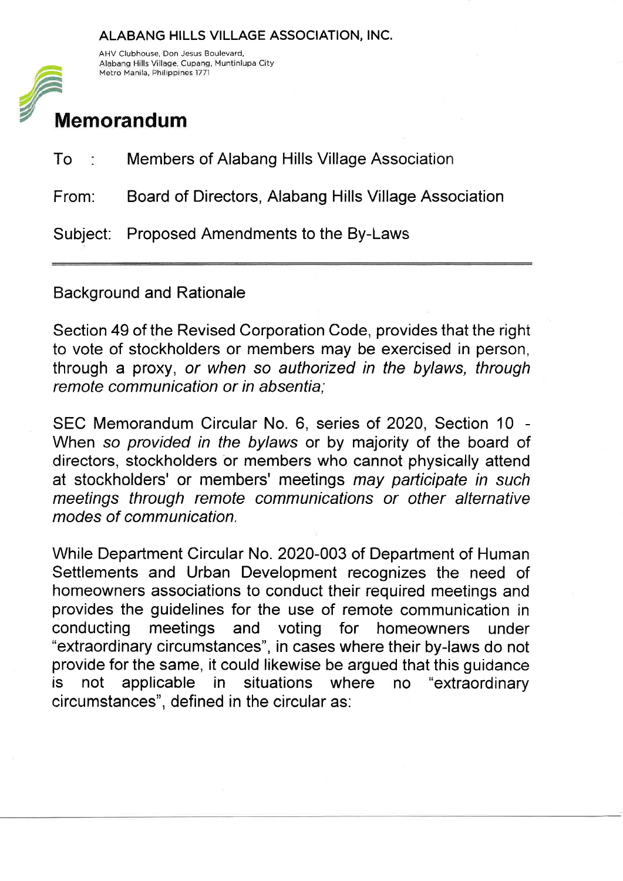ALABANG HILLS VILLAGE ASSOCIATION, INC.

AHV Clubhouse, Don Jesus Boulevard,
Alabang Hills Village, Cupang, Muntinlupa City
Metro Manila, Philippines 1771

# Memorandum

To : Members of Alabang Hills Village Association

From: Board of Directors, Alabang Hills Village Association

Subject: Proposed Amendments to the By-Laws

---

Background and Rationale

Section 49 of the Revised Corporation Code, provides that the right to vote of stockholders or members may be exercised in person, through a proxy, *or when so authorized in the bylaws, through remote communication or in absentia;*

SEC Memorandum Circular No. 6, series of 2020, Section 10 - When *so provided in the bylaws* or by majority of the board of directors, stockholders or members who cannot physically attend at stockholders' or members' meetings *may participate in such meetings through remote communications or other alternative modes of communication.*

While Department Circular No. 2020-003 of Department of Human Settlements and Urban Development recognizes the need of homeowners associations to conduct their required meetings and provides the guidelines for the use of remote communication in conducting meetings and voting for homeowners under "extraordinary circumstances", in cases where their by-laws do not provide for the same, it could likewise be argued that this guidance is not applicable in situations where no "extraordinary circumstances", defined in the circular as: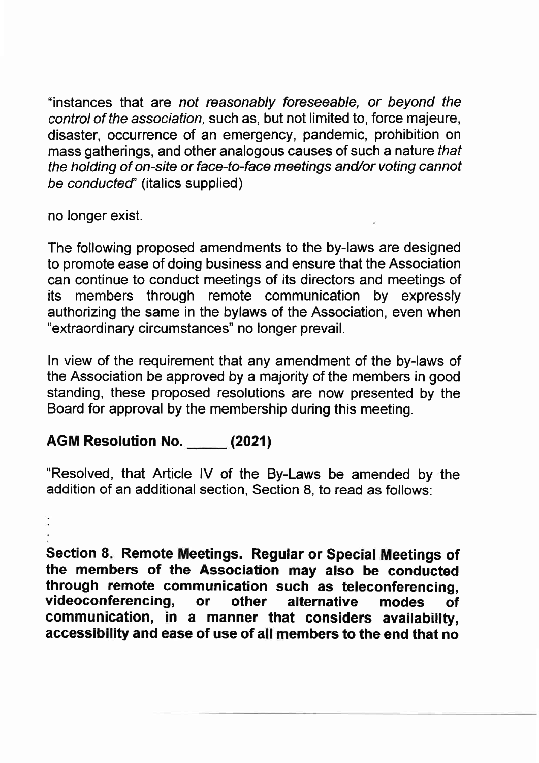"instances that are *not reasonably foreseeable, or beyond the control of the association,* such as, but not limited to, force majeure, disaster, occurrence of an emergency, pandemic, prohibition on mass gatherings, and other analogous causes of such a nature *that the holding of on-site or face-to-face meetings and/or voting cannot be conducted*" (italics supplied)

no longer exist.

The following proposed amendments to the by-laws are designed to promote ease of doing business and ensure that the Association can continue to conduct meetings of its directors and meetings of its members through remote communication by expressly authorizing the same in the bylaws of the Association, even when "extraordinary circumstances" no longer prevail.

In view of the requirement that any amendment of the by-laws of the Association be approved by a majority of the members in good standing, these proposed resolutions are now presented by the Board for approval by the membership during this meeting.

**AGM Resolution No. _____ (2021)**

"Resolved, that Article IV of the By-Laws be amended by the addition of an additional section, Section 8, to read as follows:

:
:
:

**Section 8. Remote Meetings. Regular or Special Meetings of the members of the Association may also be conducted through remote communication such as teleconferencing, videoconferencing, or other alternative modes of communication, in a manner that considers availability, accessibility and ease of use of all members to the end that no**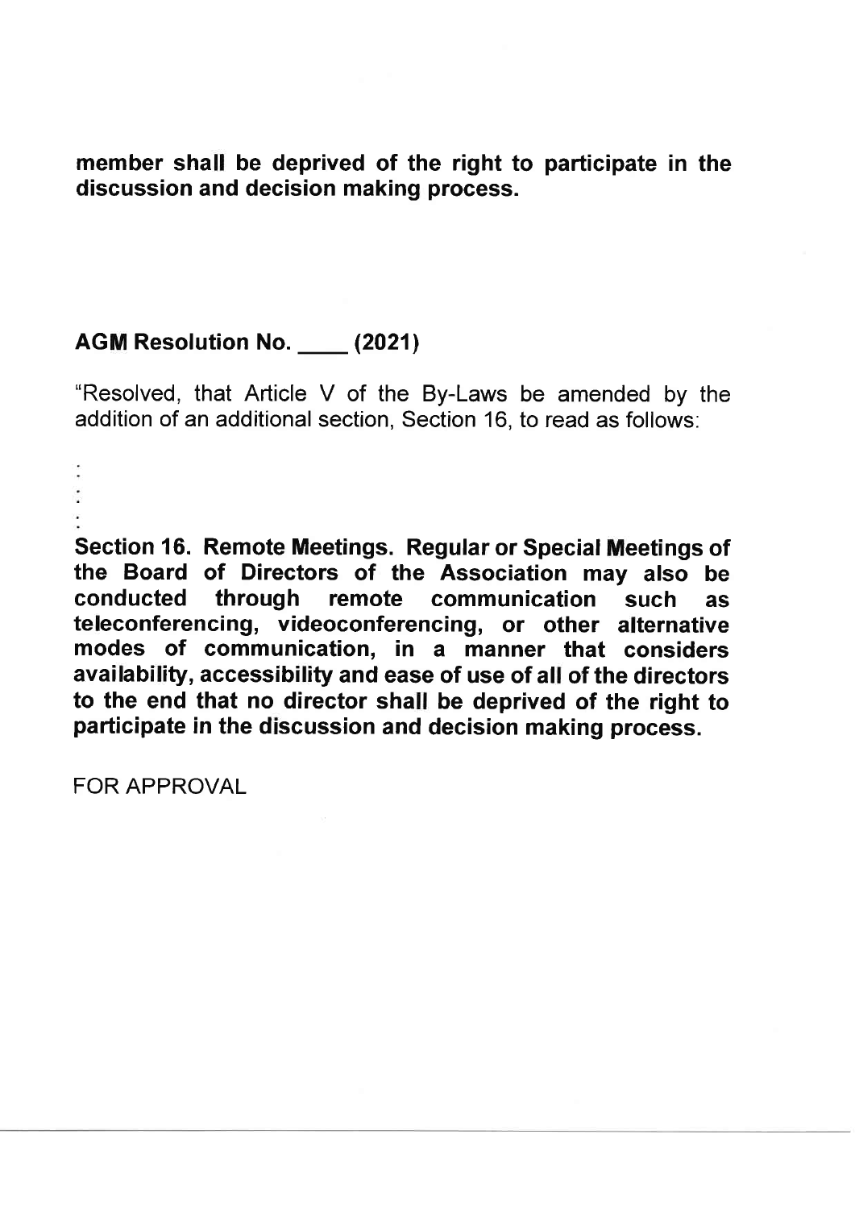**member shall be deprived of the right to participate in the discussion and decision making process.**

**AGM Resolution No. \_\_\_\_ (2021)**

"Resolved, that Article V of the By-Laws be amended by the addition of an additional section, Section 16, to read as follows:

:
:
:

**Section 16. Remote Meetings. Regular or Special Meetings of the Board of Directors of the Association may also be conducted through remote communication such as teleconferencing, videoconferencing, or other alternative modes of communication, in a manner that considers availability, accessibility and ease of use of all of the directors to the end that no director shall be deprived of the right to participate in the discussion and decision making process.**

FOR APPROVAL